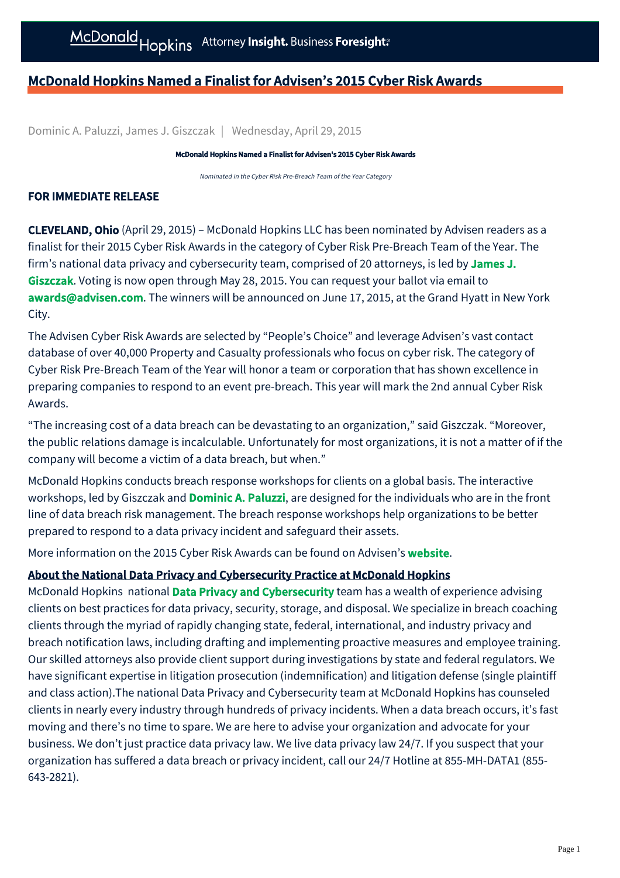# McDonald Hopkins Named a Finalist for Advisen's 2015 Cyber Risk Awards

Dominic A. Paluzzi, James J. Giszczak | Wednesday, April 29, 2015

**McDonald Hopkins Named a Finalist for Advisen's 2015 Cyber Risk Awards**

*Nominated in the Cyber Risk Pre-Breach Team of the Year Category*

**FOR IMMEDIATE RELEASE**

**CLEVELAND, Ohio** (April 29, 2015) – McDonald Hopkins LLC has been nominated by Advisen readers as a finalist for their 2015 Cyber Risk Awards in the category of Cyber Risk Pre-Breach Team of the Year. The firm's national data privacy and cybersecurity team, comprised of 20 attorneys, is led by **James J. Giszczak**. Voting is now open through May 28, 2015. You can request your ballot via email to **awards@advisen.com**. The winners will be announced on June 17, 2015, at the Grand Hyatt in New York City.

The Advisen Cyber Risk Awards are selected by "People's Choice" and leverage Advisen's vast contact database of over 40,000 Property and Casualty professionals who focus on cyber risk. The category of Cyber Risk Pre-Breach Team of the Year will honor a team or corporation that has shown excellence in preparing companies to respond to an event pre-breach. This year will mark the 2nd annual Cyber Risk Awards.

"The increasing cost of a data breach can be devastating to an organization," said Giszczak. "Moreover, the public relations damage is incalculable. Unfortunately for most organizations, it is not a matter of if the company will become a victim of a data breach, but when."

McDonald Hopkins conducts breach response workshops for clients on a global basis. The interactive workshops, led by Giszczak and **Dominic A. Paluzzi**, are designed for the individuals who are in the front line of data breach risk management. The breach response workshops help organizations to be better prepared to respond to a data privacy incident and safeguard their assets.

More information on the 2015 Cyber Risk Awards can be found on Advisen's **website**.

**About the National Data Privacy and Cybersecurity Practice at McDonald Hopkins**

McDonald Hopkins national **Data Privacy and Cybersecurity** team has a wealth of experience advising clients on best practices for data privacy, security, storage, and disposal. We specialize in breach coaching clients through the myriad of rapidly changing state, federal, international, and industry privacy and breach notification laws, including drafting and implementing proactive measures and employee training. Our skilled attorneys also provide client support during investigations by state and federal regulators. We have significant expertise in litigation prosecution (indemnification) and litigation defense (single plaintiff and class action).The national Data Privacy and Cybersecurity team at McDonald Hopkins has counseled clients in nearly every industry through hundreds of privacy incidents. When a data breach occurs, it's fast moving and there's no time to spare. We are here to advise your organization and advocate for your business. We don't just practice data privacy law. We live data privacy law 24/7. If you suspect that your organization has suffered a data breach or privacy incident, call our 24/7 Hotline at 855-MH-DATA1 (855-643-2821).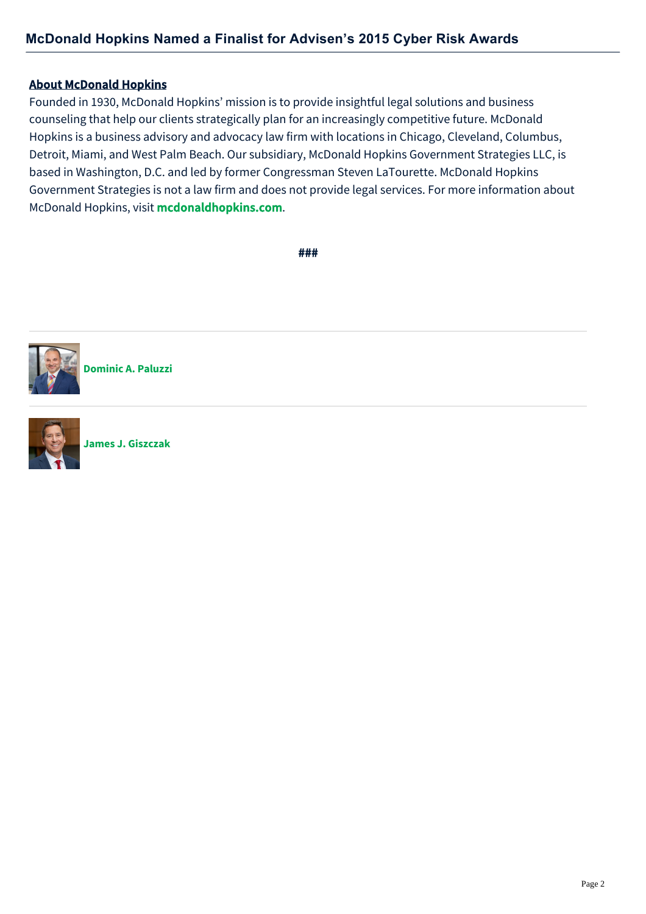**About McDonald Hopkins**

Founded in 1930, McDonald Hopkins' mission is to provide insightful legal solutions and business counseling that help our clients strategically plan for an increasingly competitive future. McDonald Hopkins is a business advisory and advocacy law firm with locations in Chicago, Cleveland, Columbus, Detroit, Miami, and West Palm Beach. Our subsidiary, McDonald Hopkins Government Strategies LLC, is based in Washington, D.C. and led by former Congressman Steven LaTourette. McDonald Hopkins Government Strategies is not a law firm and does not provide legal services. For more information about McDonald Hopkins, visit **mcdonaldhopkins.com**.

###

---

**Dominic A. Paluzzi**

---

**James J. Giszczak**